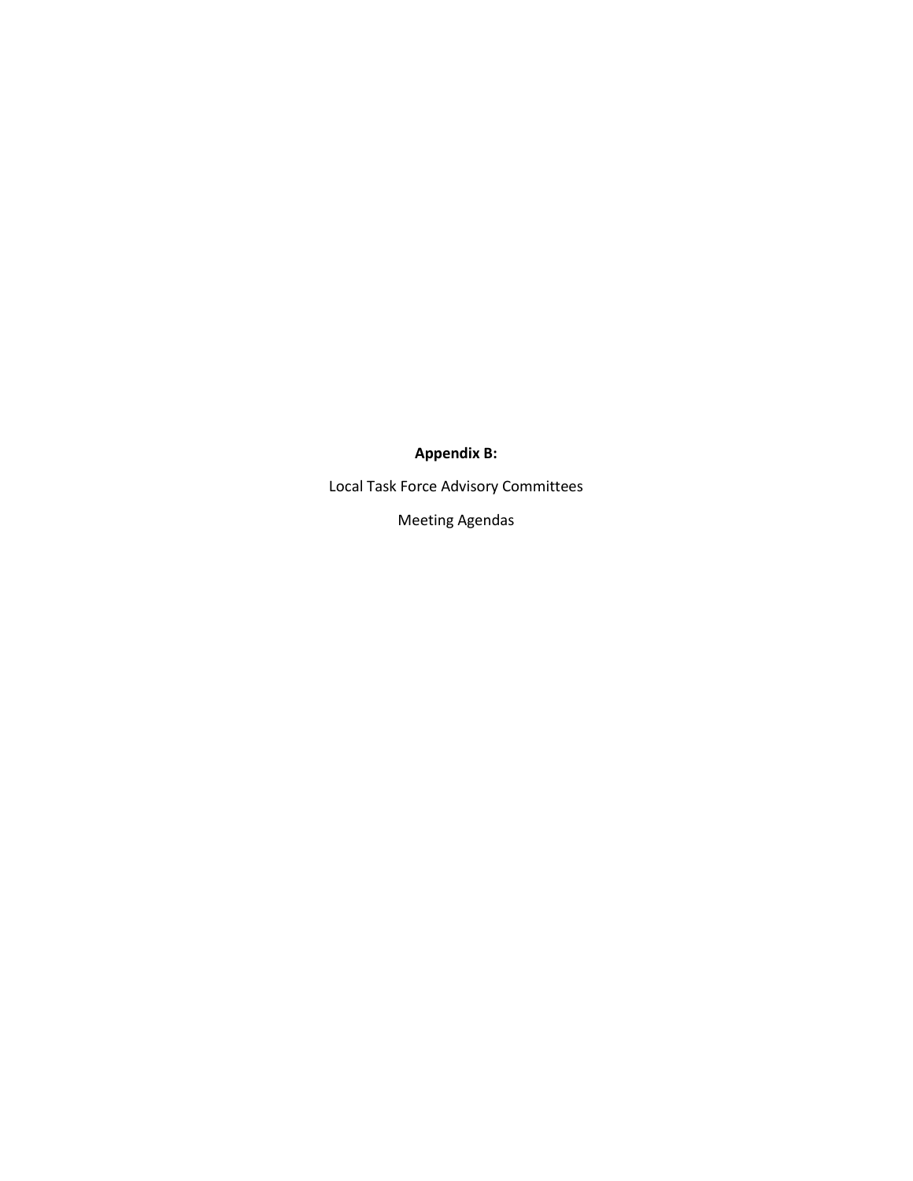**Appendix B:**

Local Task Force Advisory Committees

Meeting Agendas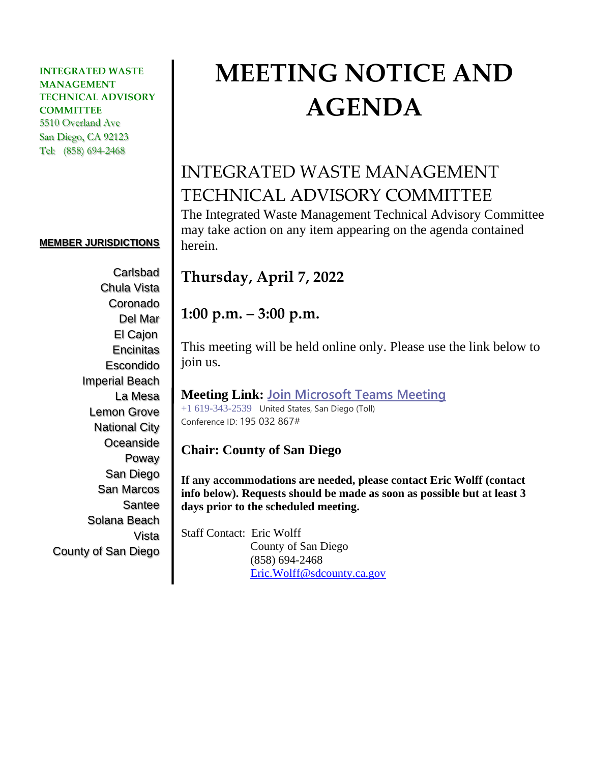**INTEGRATED WASTE MANAGEMENT TECHNICAL ADVISORY COMMITTEE**
5510 Overland Ave
San Diego, CA 92123
Tel: (858) 694-2468

**MEMBER JURISDICTIONS**

Carlsbad
Chula Vista
Coronado
Del Mar
El Cajon
Encinitas
Escondido
Imperial Beach
La Mesa
Lemon Grove
National City
Oceanside
Poway
San Diego
San Marcos
Santee
Solana Beach
Vista
County of San Diego

# MEETING NOTICE AND AGENDA

## INTEGRATED WASTE MANAGEMENT TECHNICAL ADVISORY COMMITTEE

The Integrated Waste Management Technical Advisory Committee may take action on any item appearing on the agenda contained herein.

## Thursday, April 7, 2022

## 1:00 p.m. – 3:00 p.m.

This meeting will be held online only. Please use the link below to join us.

**Meeting Link:** Join Microsoft Teams Meeting
+1 619-343-2539 United States, San Diego (Toll)
Conference ID: 195 032 867#

**Chair: County of San Diego**

**If any accommodations are needed, please contact Eric Wolff (contact info below). Requests should be made as soon as possible but at least 3 days prior to the scheduled meeting.**

Staff Contact: Eric Wolff
County of San Diego
(858) 694-2468
Eric.Wolff@sdcounty.ca.gov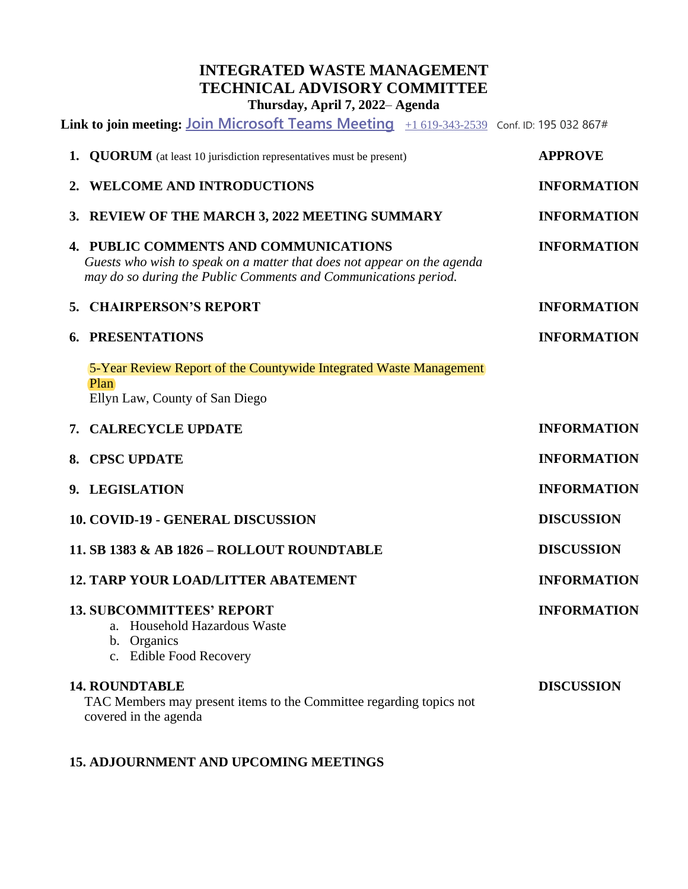# INTEGRATED WASTE MANAGEMENT TECHNICAL ADVISORY COMMITTEE

**Thursday, April 7, 2022– Agenda**

**Link to join meeting:** Join Microsoft Teams Meeting +1 619-343-2539 Conf. ID: 195 032 867#

| | | |
|---|---|---|
| 1. | **QUORUM** (at least 10 jurisdiction representatives must be present) | **APPROVE** |
| 2. | **WELCOME AND INTRODUCTIONS** | **INFORMATION** |
| 3. | **REVIEW OF THE MARCH 3, 2022 MEETING SUMMARY** | **INFORMATION** |
| 4. | **PUBLIC COMMENTS AND COMMUNICATIONS**<br>*Guests who wish to speak on a matter that does not appear on the agenda may do so during the Public Comments and Communications period.* | **INFORMATION** |
| 5. | **CHAIRPERSON'S REPORT** | **INFORMATION** |
| 6. | **PRESENTATIONS**<br>5-Year Review Report of the Countywide Integrated Waste Management Plan<br>Ellyn Law, County of San Diego | **INFORMATION** |
| 7. | **CALRECYCLE UPDATE** | **INFORMATION** |
| 8. | **CPSC UPDATE** | **INFORMATION** |
| 9. | **LEGISLATION** | **INFORMATION** |
| 10. | **COVID-19 - GENERAL DISCUSSION** | **DISCUSSION** |
| 11. | **SB 1383 & AB 1826 – ROLLOUT ROUNDTABLE** | **DISCUSSION** |
| 12. | **TARP YOUR LOAD/LITTER ABATEMENT** | **INFORMATION** |
| 13. | **SUBCOMMITTEES' REPORT**<br>a. Household Hazardous Waste<br>b. Organics<br>c. Edible Food Recovery | **INFORMATION** |
| 14. | **ROUNDTABLE**<br>TAC Members may present items to the Committee regarding topics not covered in the agenda | **DISCUSSION** |
| 15. | **ADJOURNMENT AND UPCOMING MEETINGS** | |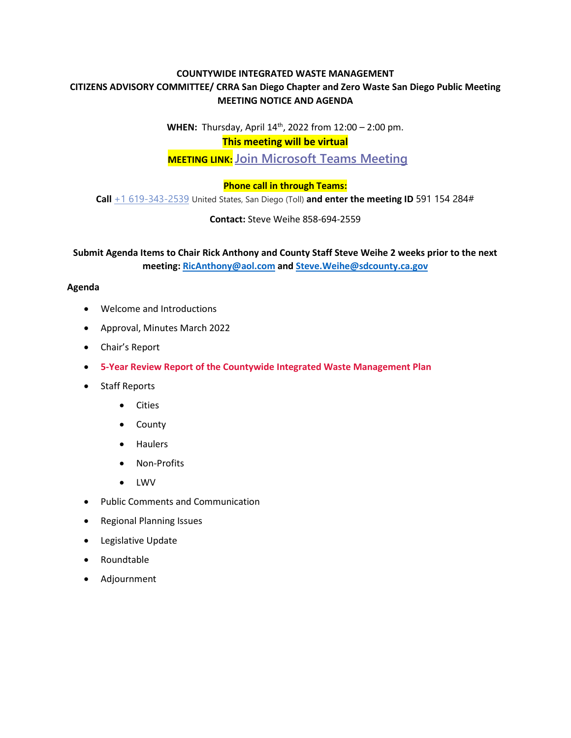**COUNTYWIDE INTEGRATED WASTE MANAGEMENT**
**CITIZENS ADVISORY COMMITTEE/ CRRA San Diego Chapter and Zero Waste San Diego Public Meeting**
**MEETING NOTICE AND AGENDA**

**WHEN:** Thursday, April 14th, 2022 from 12:00 – 2:00 pm.

**This meeting will be virtual**

**MEETING LINK:** Join Microsoft Teams Meeting

**Phone call in through Teams:**

**Call** +1 619-343-2539 United States, San Diego (Toll) **and enter the meeting ID** 591 154 284#

**Contact:** Steve Weihe 858-694-2559

**Submit Agenda Items to Chair Rick Anthony and County Staff Steve Weihe 2 weeks prior to the next meeting: RicAnthony@aol.com and Steve.Weihe@sdcounty.ca.gov**

**Agenda**

- Welcome and Introductions
- Approval, Minutes March 2022
- Chair's Report
- **5-Year Review Report of the Countywide Integrated Waste Management Plan**
- Staff Reports
  - Cities
  - County
  - Haulers
  - Non-Profits
  - LWV
- Public Comments and Communication
- Regional Planning Issues
- Legislative Update
- Roundtable
- Adjournment